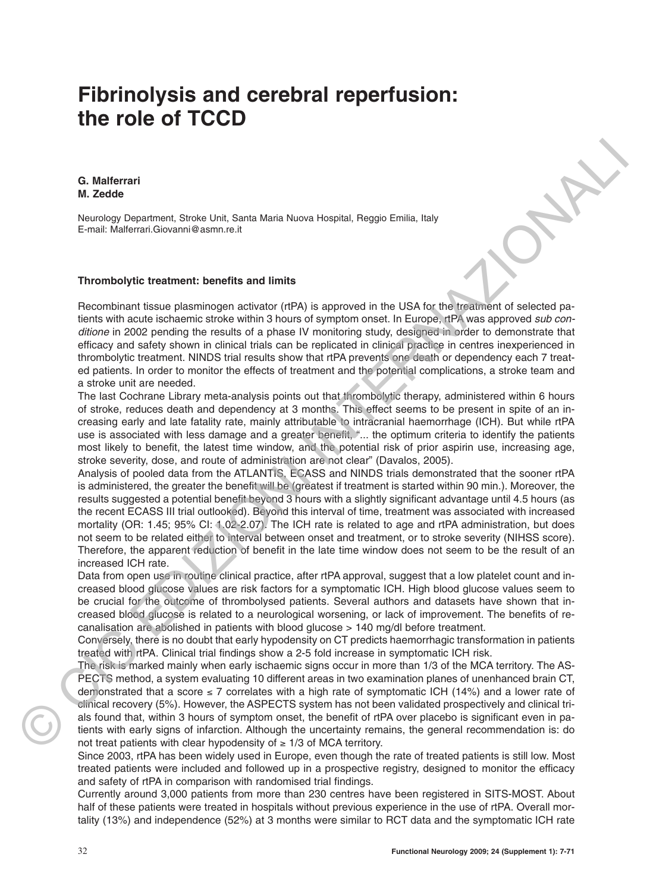# Fibrinolysis and cerebral reperfusion: the role of TCCD

**G. Malferrari**
**M. Zedde**

Neurology Department, Stroke Unit, Santa Maria Nuova Hospital, Reggio Emilia, Italy
E-mail: Malferrari.Giovanni@asmn.re.it

### Thrombolytic treatment: benefits and limits

Recombinant tissue plasminogen activator (rtPA) is approved in the USA for the treatment of selected patients with acute ischaemic stroke within 3 hours of symptom onset. In Europe, rtPA was approved *sub conditione* in 2002 pending the results of a phase IV monitoring study, designed in order to demonstrate that efficacy and safety shown in clinical trials can be replicated in clinical practice in centres inexperienced in thrombolytic treatment. NINDS trial results show that rtPA prevents one death or dependency each 7 treated patients. In order to monitor the effects of treatment and the potential complications, a stroke team and a stroke unit are needed.

The last Cochrane Library meta-analysis points out that thrombolytic therapy, administered within 6 hours of stroke, reduces death and dependency at 3 months. This effect seems to be present in spite of an increasing early and late fatality rate, mainly attributable to intracranial haemorrhage (ICH). But while rtPA use is associated with less damage and a greater benefit, "... the optimum criteria to identify the patients most likely to benefit, the latest time window, and the potential risk of prior aspirin use, increasing age, stroke severity, dose, and route of administration are not clear" (Davalos, 2005).

Analysis of pooled data from the ATLANTIS, ECASS and NINDS trials demonstrated that the sooner rtPA is administered, the greater the benefit will be (greatest if treatment is started within 90 min.). Moreover, the results suggested a potential benefit beyond 3 hours with a slightly significant advantage until 4.5 hours (as the recent ECASS III trial outlooked). Beyond this interval of time, treatment was associated with increased mortality (OR: 1.45; 95% CI: 1.02-2.07). The ICH rate is related to age and rtPA administration, but does not seem to be related either to interval between onset and treatment, or to stroke severity (NIHSS score). Therefore, the apparent reduction of benefit in the late time window does not seem to be the result of an increased ICH rate.

Data from open use in routine clinical practice, after rtPA approval, suggest that a low platelet count and increased blood glucose values are risk factors for a symptomatic ICH. High blood glucose values seem to be crucial for the outcome of thrombolysed patients. Several authors and datasets have shown that increased blood glucose is related to a neurological worsening, or lack of improvement. The benefits of recanalisation are abolished in patients with blood glucose > 140 mg/dl before treatment.

Conversely, there is no doubt that early hypodensity on CT predicts haemorrhagic transformation in patients treated with rtPA. Clinical trial findings show a 2-5 fold increase in symptomatic ICH risk.

The risk is marked mainly when early ischaemic signs occur in more than 1/3 of the MCA territory. The ASPECTS method, a system evaluating 10 different areas in two examination planes of unenhanced brain CT, demonstrated that a score ≤ 7 correlates with a high rate of symptomatic ICH (14%) and a lower rate of clinical recovery (5%). However, the ASPECTS system has not been validated prospectively and clinical trials found that, within 3 hours of symptom onset, the benefit of rtPA over placebo is significant even in patients with early signs of infarction. Although the uncertainty remains, the general recommendation is: do not treat patients with clear hypodensity of ≥ 1/3 of MCA territory.

Since 2003, rtPA has been widely used in Europe, even though the rate of treated patients is still low. Most treated patients were included and followed up in a prospective registry, designed to monitor the efficacy and safety of rtPA in comparison with randomised trial findings.

Currently around 3,000 patients from more than 230 centres have been registered in SITS-MOST. About half of these patients were treated in hospitals without previous experience in the use of rtPA. Overall mortality (13%) and independence (52%) at 3 months were similar to RCT data and the symptomatic ICH rate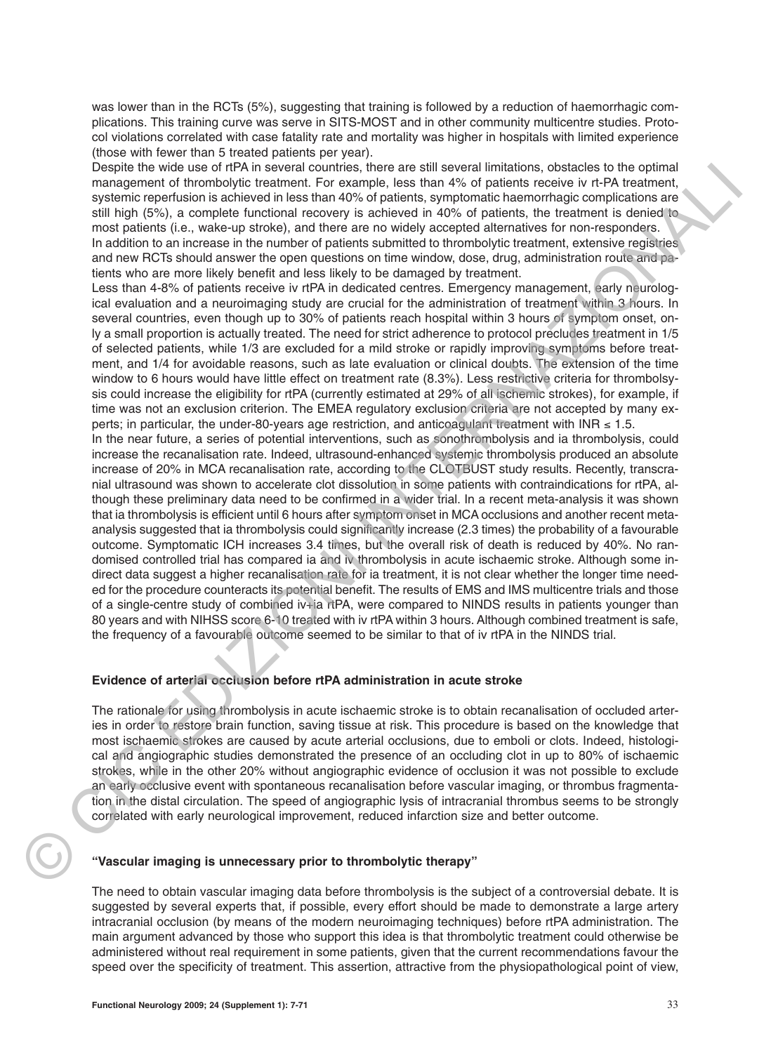was lower than in the RCTs (5%), suggesting that training is followed by a reduction of haemorrhagic complications. This training curve was serve in SITS-MOST and in other community multicentre studies. Protocol violations correlated with case fatality rate and mortality was higher in hospitals with limited experience (those with fewer than 5 treated patients per year).

Despite the wide use of rtPA in several countries, there are still several limitations, obstacles to the optimal management of thrombolytic treatment. For example, less than 4% of patients receive iv rt-PA treatment, systemic reperfusion is achieved in less than 40% of patients, symptomatic haemorrhagic complications are still high (5%), a complete functional recovery is achieved in 40% of patients, the treatment is denied to most patients (i.e., wake-up stroke), and there are no widely accepted alternatives for non-responders.

In addition to an increase in the number of patients submitted to thrombolytic treatment, extensive registries and new RCTs should answer the open questions on time window, dose, drug, administration route and patients who are more likely benefit and less likely to be damaged by treatment.

Less than 4-8% of patients receive iv rtPA in dedicated centres. Emergency management, early neurological evaluation and a neuroimaging study are crucial for the administration of treatment within 3 hours. In several countries, even though up to 30% of patients reach hospital within 3 hours of symptom onset, only a small proportion is actually treated. The need for strict adherence to protocol precludes treatment in 1/5 of selected patients, while 1/3 are excluded for a mild stroke or rapidly improving symptoms before treatment, and 1/4 for avoidable reasons, such as late evaluation or clinical doubts. The extension of the time window to 6 hours would have little effect on treatment rate (8.3%). Less restrictive criteria for thrombolysis could increase the eligibility for rtPA (currently estimated at 29% of all ischemic strokes), for example, if time was not an exclusion criterion. The EMEA regulatory exclusion criteria are not accepted by many experts; in particular, the under-80-years age restriction, and anticoagulant treatment with INR ≤ 1.5.

In the near future, a series of potential interventions, such as sonothrombolysis and ia thrombolysis, could increase the recanalisation rate. Indeed, ultrasound-enhanced systemic thrombolysis produced an absolute increase of 20% in MCA recanalisation rate, according to the CLOTBUST study results. Recently, transcranial ultrasound was shown to accelerate clot dissolution in some patients with contraindications for rtPA, although these preliminary data need to be confirmed in a wider trial. In a recent meta-analysis it was shown that ia thrombolysis is efficient until 6 hours after symptom onset in MCA occlusions and another recent meta-analysis suggested that ia thrombolysis could significantly increase (2.3 times) the probability of a favourable outcome. Symptomatic ICH increases 3.4 times, but the overall risk of death is reduced by 40%. No randomised controlled trial has compared ia and iv thrombolysis in acute ischaemic stroke. Although some indirect data suggest a higher recanalisation rate for ia treatment, it is not clear whether the longer time needed for the procedure counteracts its potential benefit. The results of EMS and IMS multicentre trials and those of a single-centre study of combined iv+ia rtPA, were compared to NINDS results in patients younger than 80 years and with NIHSS score 6-10 treated with iv rtPA within 3 hours. Although combined treatment is safe, the frequency of a favourable outcome seemed to be similar to that of iv rtPA in the NINDS trial.

### Evidence of arterial occlusion before rtPA administration in acute stroke

The rationale for using thrombolysis in acute ischaemic stroke is to obtain recanalisation of occluded arteries in order to restore brain function, saving tissue at risk. This procedure is based on the knowledge that most ischaemic strokes are caused by acute arterial occlusions, due to emboli or clots. Indeed, histological and angiographic studies demonstrated the presence of an occluding clot in up to 80% of ischaemic strokes, while in the other 20% without angiographic evidence of occlusion it was not possible to exclude an early occlusive event with spontaneous recanalisation before vascular imaging, or thrombus fragmentation in the distal circulation. The speed of angiographic lysis of intracranial thrombus seems to be strongly correlated with early neurological improvement, reduced infarction size and better outcome.

### "Vascular imaging is unnecessary prior to thrombolytic therapy"

The need to obtain vascular imaging data before thrombolysis is the subject of a controversial debate. It is suggested by several experts that, if possible, every effort should be made to demonstrate a large artery intracranial occlusion (by means of the modern neuroimaging techniques) before rtPA administration. The main argument advanced by those who support this idea is that thrombolytic treatment could otherwise be administered without real requirement in some patients, given that the current recommendations favour the speed over the specificity of treatment. This assertion, attractive from the physiopathological point of view,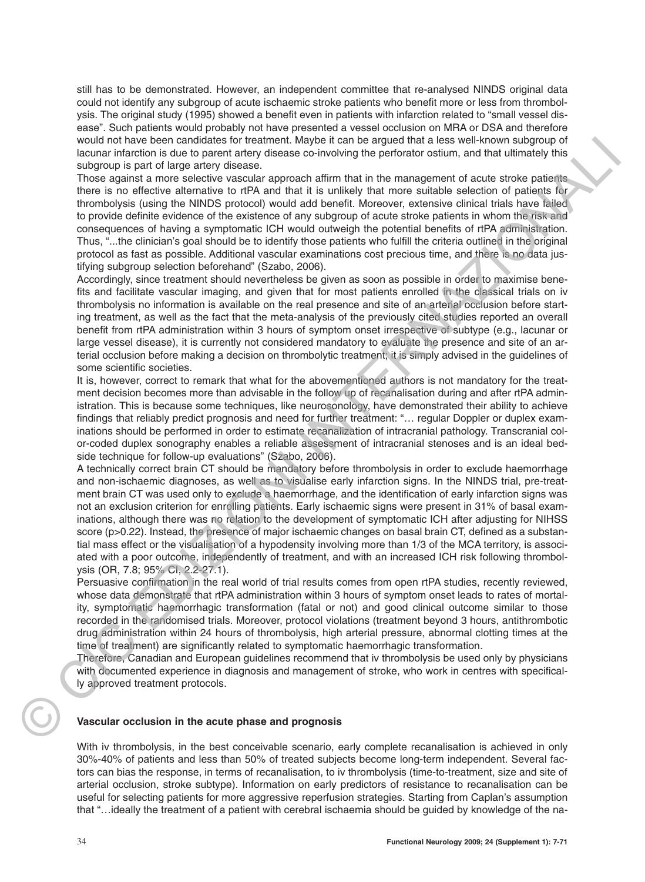still has to be demonstrated. However, an independent committee that re-analysed NINDS original data could not identify any subgroup of acute ischaemic stroke patients who benefit more or less from thrombolysis. The original study (1995) showed a benefit even in patients with infarction related to "small vessel disease". Such patients would probably not have presented a vessel occlusion on MRA or DSA and therefore would not have been candidates for treatment. Maybe it can be argued that a less well-known subgroup of lacunar infarction is due to parent artery disease co-involving the perforator ostium, and that ultimately this subgroup is part of large artery disease.

Those against a more selective vascular approach affirm that in the management of acute stroke patients there is no effective alternative to rtPA and that it is unlikely that more suitable selection of patients for thrombolysis (using the NINDS protocol) would add benefit. Moreover, extensive clinical trials have failed to provide definite evidence of the existence of any subgroup of acute stroke patients in whom the risk and consequences of having a symptomatic ICH would outweigh the potential benefits of rtPA administration. Thus, "...the clinician's goal should be to identify those patients who fulfill the criteria outlined in the original protocol as fast as possible. Additional vascular examinations cost precious time, and there is no data justifying subgroup selection beforehand" (Szabo, 2006).

Accordingly, since treatment should nevertheless be given as soon as possible in order to maximise benefits and facilitate vascular imaging, and given that for most patients enrolled in the classical trials on iv thrombolysis no information is available on the real presence and site of an arterial occlusion before starting treatment, as well as the fact that the meta-analysis of the previously cited studies reported an overall benefit from rtPA administration within 3 hours of symptom onset irrespective of subtype (e.g., lacunar or large vessel disease), it is currently not considered mandatory to evaluate the presence and site of an arterial occlusion before making a decision on thrombolytic treatment, it is simply advised in the guidelines of some scientific societies.

It is, however, correct to remark that what for the abovementioned authors is not mandatory for the treatment decision becomes more than advisable in the follow up of recanalisation during and after rtPA administration. This is because some techniques, like neurosonology, have demonstrated their ability to achieve findings that reliably predict prognosis and need for further treatment: "… regular Doppler or duplex examinations should be performed in order to estimate recanalization of intracranial pathology. Transcranial color-coded duplex sonography enables a reliable assessment of intracranial stenoses and is an ideal bedside technique for follow-up evaluations" (Szabo, 2006).

A technically correct brain CT should be mandatory before thrombolysis in order to exclude haemorrhage and non-ischaemic diagnoses, as well as to visualise early infarction signs. In the NINDS trial, pre-treatment brain CT was used only to exclude a haemorrhage, and the identification of early infarction signs was not an exclusion criterion for enrolling patients. Early ischaemic signs were present in 31% of basal examinations, although there was no relation to the development of symptomatic ICH after adjusting for NIHSS score ($p>0.22$). Instead, the presence of major ischaemic changes on basal brain CT, defined as a substantial mass effect or the visualisation of a hypodensity involving more than 1/3 of the MCA territory, is associated with a poor outcome, independently of treatment, and with an increased ICH risk following thrombolysis (OR, 7.8; 95% CI, 2.2-27.1).

Persuasive confirmation in the real world of trial results comes from open rtPA studies, recently reviewed, whose data demonstrate that rtPA administration within 3 hours of symptom onset leads to rates of mortality, symptomatic haemorrhagic transformation (fatal or not) and good clinical outcome similar to those recorded in the randomised trials. Moreover, protocol violations (treatment beyond 3 hours, antithrombotic drug administration within 24 hours of thrombolysis, high arterial pressure, abnormal clotting times at the time of treatment) are significantly related to symptomatic haemorrhagic transformation.

Therefore, Canadian and European guidelines recommend that iv thrombolysis be used only by physicians with documented experience in diagnosis and management of stroke, who work in centres with specifically approved treatment protocols.

### Vascular occlusion in the acute phase and prognosis

With iv thrombolysis, in the best conceivable scenario, early complete recanalisation is achieved in only 30%-40% of patients and less than 50% of treated subjects become long-term independent. Several factors can bias the response, in terms of recanalisation, to iv thrombolysis (time-to-treatment, size and site of arterial occlusion, stroke subtype). Information on early predictors of resistance to recanalisation can be useful for selecting patients for more aggressive reperfusion strategies. Starting from Caplan's assumption that "…ideally the treatment of a patient with cerebral ischaemia should be guided by knowledge of the na-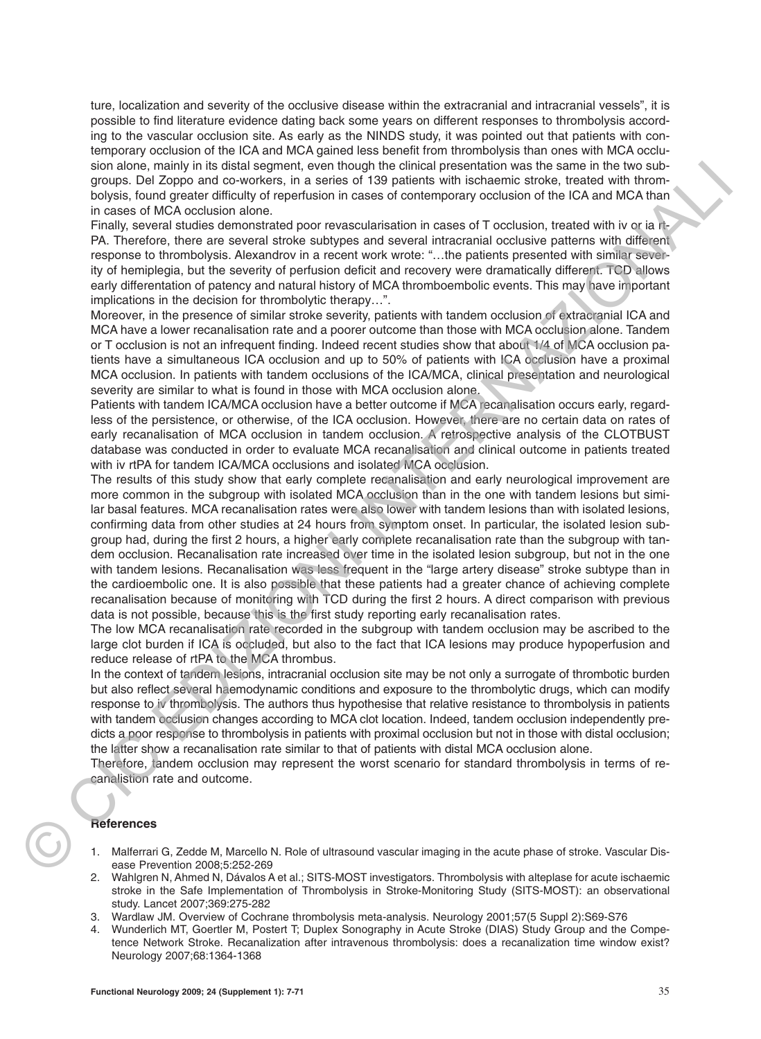ture, localization and severity of the occlusive disease within the extracranial and intracranial vessels", it is possible to find literature evidence dating back some years on different responses to thrombolysis according to the vascular occlusion site. As early as the NINDS study, it was pointed out that patients with contemporary occlusion of the ICA and MCA gained less benefit from thrombolysis than ones with MCA occlusion alone, mainly in its distal segment, even though the clinical presentation was the same in the two subgroups. Del Zoppo and co-workers, in a series of 139 patients with ischaemic stroke, treated with thrombolysis, found greater difficulty of reperfusion in cases of contemporary occlusion of the ICA and MCA than in cases of MCA occlusion alone.

Finally, several studies demonstrated poor revascularisation in cases of T occlusion, treated with iv or ia rt-PA. Therefore, there are several stroke subtypes and several intracranial occlusive patterns with different response to thrombolysis. Alexandrov in a recent work wrote: "…the patients presented with similar severity of hemiplegia, but the severity of perfusion deficit and recovery were dramatically different. TCD allows early differentation of patency and natural history of MCA thromboembolic events. This may have important implications in the decision for thrombolytic therapy…".

Moreover, in the presence of similar stroke severity, patients with tandem occlusion of extracranial ICA and MCA have a lower recanalisation rate and a poorer outcome than those with MCA occlusion alone. Tandem or T occlusion is not an infrequent finding. Indeed recent studies show that about 1/4 of MCA occlusion patients have a simultaneous ICA occlusion and up to 50% of patients with ICA occlusion have a proximal MCA occlusion. In patients with tandem occlusions of the ICA/MCA, clinical presentation and neurological severity are similar to what is found in those with MCA occlusion alone.

Patients with tandem ICA/MCA occlusion have a better outcome if MCA recanalisation occurs early, regardless of the persistence, or otherwise, of the ICA occlusion. However, there are no certain data on rates of early recanalisation of MCA occlusion in tandem occlusion. A retrospective analysis of the CLOTBUST database was conducted in order to evaluate MCA recanalisation and clinical outcome in patients treated with iv rtPA for tandem ICA/MCA occlusions and isolated MCA occlusion.

The results of this study show that early complete recanalisation and early neurological improvement are more common in the subgroup with isolated MCA occlusion than in the one with tandem lesions but similar basal features. MCA recanalisation rates were also lower with tandem lesions than with isolated lesions, confirming data from other studies at 24 hours from symptom onset. In particular, the isolated lesion subgroup had, during the first 2 hours, a higher early complete recanalisation rate than the subgroup with tandem occlusion. Recanalisation rate increased over time in the isolated lesion subgroup, but not in the one with tandem lesions. Recanalisation was less frequent in the "large artery disease" stroke subtype than in the cardioembolic one. It is also possible that these patients had a greater chance of achieving complete recanalisation because of monitoring with TCD during the first 2 hours. A direct comparison with previous data is not possible, because this is the first study reporting early recanalisation rates.

The low MCA recanalisation rate recorded in the subgroup with tandem occlusion may be ascribed to the large clot burden if ICA is occluded, but also to the fact that ICA lesions may produce hypoperfusion and reduce release of rtPA to the MCA thrombus.

In the context of tandem lesions, intracranial occlusion site may be not only a surrogate of thrombotic burden but also reflect several haemodynamic conditions and exposure to the thrombolytic drugs, which can modify response to iv thrombolysis. The authors thus hypothesise that relative resistance to thrombolysis in patients with tandem occlusion changes according to MCA clot location. Indeed, tandem occlusion independently predicts a poor response to thrombolysis in patients with proximal occlusion but not in those with distal occlusion; the latter show a recanalisation rate similar to that of patients with distal MCA occlusion alone.

Therefore, tandem occlusion may represent the worst scenario for standard thrombolysis in terms of recanalistion rate and outcome.

## References

1. Malferrari G, Zedde M, Marcello N. Role of ultrasound vascular imaging in the acute phase of stroke. Vascular Disease Prevention 2008;5:252-269
2. Wahlgren N, Ahmed N, Dávalos A et al.; SITS-MOST investigators. Thrombolysis with alteplase for acute ischaemic stroke in the Safe Implementation of Thrombolysis in Stroke-Monitoring Study (SITS-MOST): an observational study. Lancet 2007;369:275-282
3. Wardlaw JM. Overview of Cochrane thrombolysis meta-analysis. Neurology 2001;57(5 Suppl 2):S69-S76
4. Wunderlich MT, Goertler M, Postert T; Duplex Sonography in Acute Stroke (DIAS) Study Group and the Competence Network Stroke. Recanalization after intravenous thrombolysis: does a recanalization time window exist? Neurology 2007;68:1364-1368